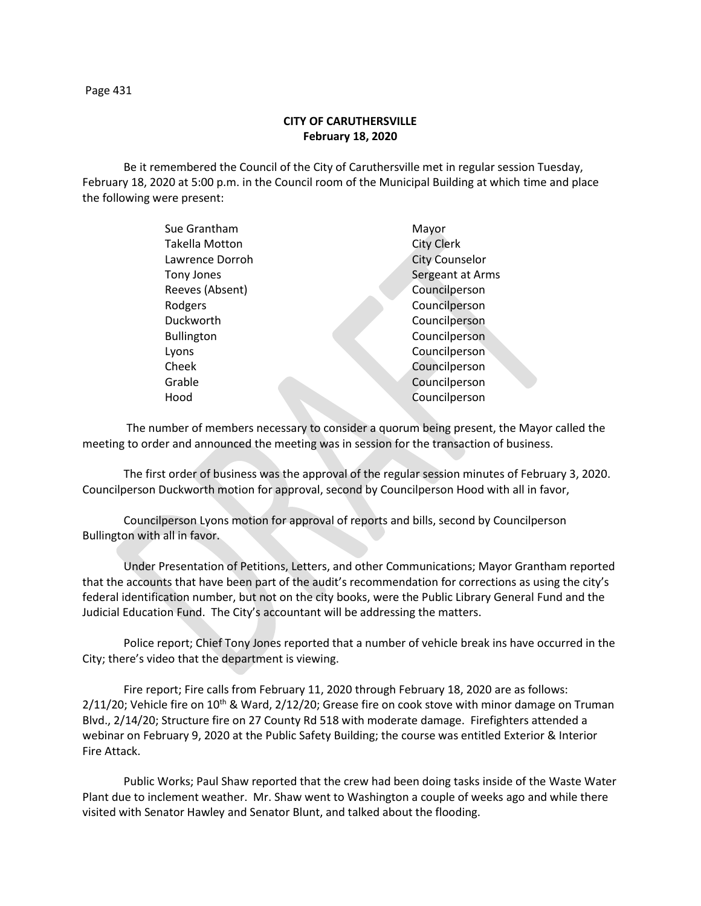**CITY OF CARUTHERSVILLE**
**February 18, 2020**

Be it remembered the Council of the City of Caruthersville met in regular session Tuesday, February 18, 2020 at 5:00 p.m. in the Council room of the Municipal Building at which time and place the following were present:

| | |
|---|---|
| Sue Grantham | Mayor |
| Takella Motton | City Clerk |
| Lawrence Dorroh | City Counselor |
| Tony Jones | Sergeant at Arms |
| Reeves (Absent) | Councilperson |
| Rodgers | Councilperson |
| Duckworth | Councilperson |
| Bullington | Councilperson |
| Lyons | Councilperson |
| Cheek | Councilperson |
| Grable | Councilperson |
| Hood | Councilperson |

The number of members necessary to consider a quorum being present, the Mayor called the meeting to order and announced the meeting was in session for the transaction of business.

The first order of business was the approval of the regular session minutes of February 3, 2020. Councilperson Duckworth motion for approval, second by Councilperson Hood with all in favor,

Councilperson Lyons motion for approval of reports and bills, second by Councilperson Bullington with all in favor.

Under Presentation of Petitions, Letters, and other Communications; Mayor Grantham reported that the accounts that have been part of the audit's recommendation for corrections as using the city's federal identification number, but not on the city books, were the Public Library General Fund and the Judicial Education Fund. The City's accountant will be addressing the matters.

Police report; Chief Tony Jones reported that a number of vehicle break ins have occurred in the City; there's video that the department is viewing.

Fire report; Fire calls from February 11, 2020 through February 18, 2020 are as follows: 2/11/20; Vehicle fire on 10th & Ward, 2/12/20; Grease fire on cook stove with minor damage on Truman Blvd., 2/14/20; Structure fire on 27 County Rd 518 with moderate damage. Firefighters attended a webinar on February 9, 2020 at the Public Safety Building; the course was entitled Exterior & Interior Fire Attack.

Public Works; Paul Shaw reported that the crew had been doing tasks inside of the Waste Water Plant due to inclement weather. Mr. Shaw went to Washington a couple of weeks ago and while there visited with Senator Hawley and Senator Blunt, and talked about the flooding.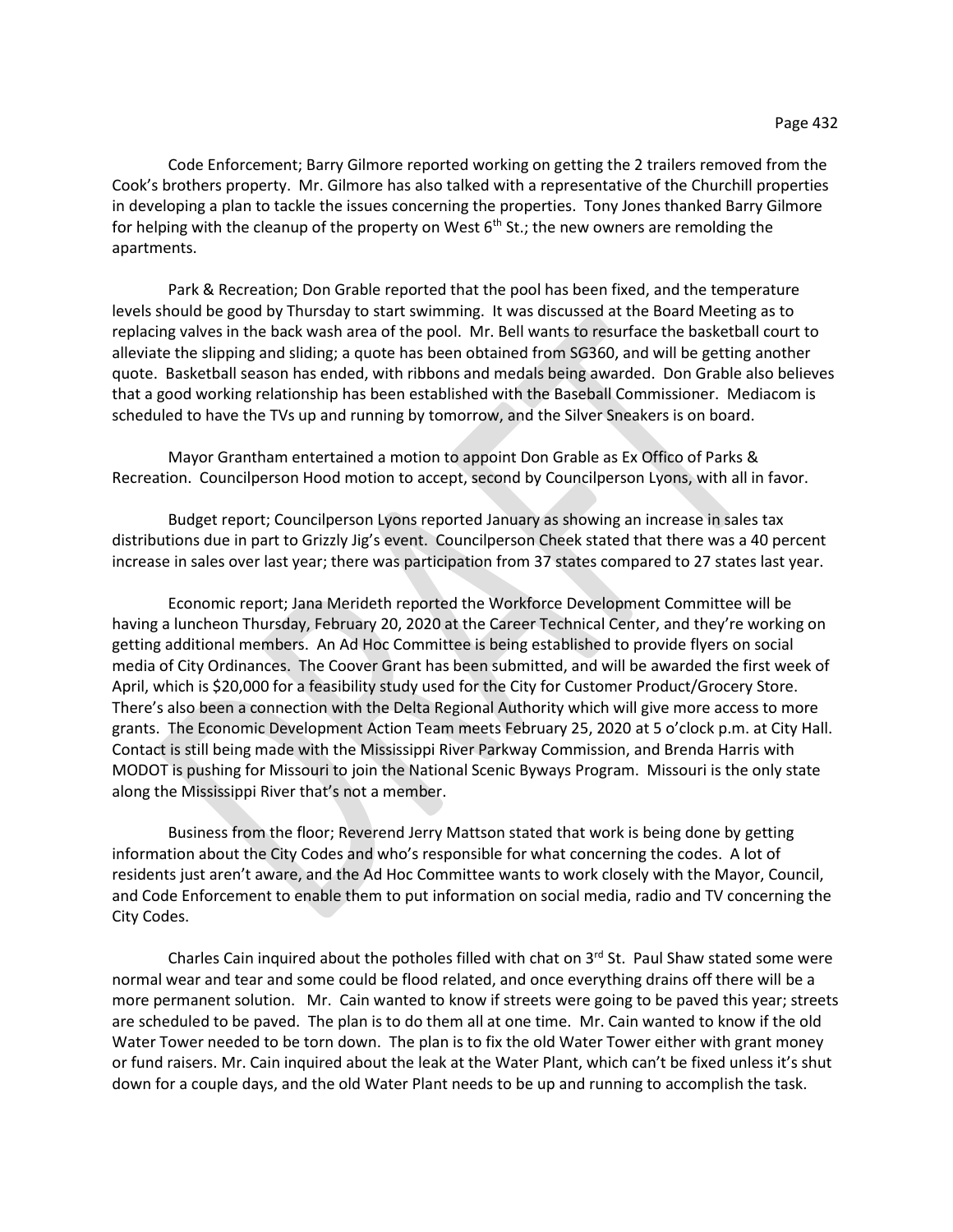Code Enforcement; Barry Gilmore reported working on getting the 2 trailers removed from the Cook's brothers property. Mr. Gilmore has also talked with a representative of the Churchill properties in developing a plan to tackle the issues concerning the properties. Tony Jones thanked Barry Gilmore for helping with the cleanup of the property on West 6th St.; the new owners are remolding the apartments.

Park & Recreation; Don Grable reported that the pool has been fixed, and the temperature levels should be good by Thursday to start swimming. It was discussed at the Board Meeting as to replacing valves in the back wash area of the pool. Mr. Bell wants to resurface the basketball court to alleviate the slipping and sliding; a quote has been obtained from SG360, and will be getting another quote. Basketball season has ended, with ribbons and medals being awarded. Don Grable also believes that a good working relationship has been established with the Baseball Commissioner. Mediacom is scheduled to have the TVs up and running by tomorrow, and the Silver Sneakers is on board.

Mayor Grantham entertained a motion to appoint Don Grable as Ex Offico of Parks & Recreation. Councilperson Hood motion to accept, second by Councilperson Lyons, with all in favor.

Budget report; Councilperson Lyons reported January as showing an increase in sales tax distributions due in part to Grizzly Jig's event. Councilperson Cheek stated that there was a 40 percent increase in sales over last year; there was participation from 37 states compared to 27 states last year.

Economic report; Jana Merideth reported the Workforce Development Committee will be having a luncheon Thursday, February 20, 2020 at the Career Technical Center, and they're working on getting additional members. An Ad Hoc Committee is being established to provide flyers on social media of City Ordinances. The Coover Grant has been submitted, and will be awarded the first week of April, which is $20,000 for a feasibility study used for the City for Customer Product/Grocery Store. There's also been a connection with the Delta Regional Authority which will give more access to more grants. The Economic Development Action Team meets February 25, 2020 at 5 o'clock p.m. at City Hall. Contact is still being made with the Mississippi River Parkway Commission, and Brenda Harris with MODOT is pushing for Missouri to join the National Scenic Byways Program. Missouri is the only state along the Mississippi River that's not a member.

Business from the floor; Reverend Jerry Mattson stated that work is being done by getting information about the City Codes and who's responsible for what concerning the codes. A lot of residents just aren't aware, and the Ad Hoc Committee wants to work closely with the Mayor, Council, and Code Enforcement to enable them to put information on social media, radio and TV concerning the City Codes.

Charles Cain inquired about the potholes filled with chat on 3rd St. Paul Shaw stated some were normal wear and tear and some could be flood related, and once everything drains off there will be a more permanent solution. Mr. Cain wanted to know if streets were going to be paved this year; streets are scheduled to be paved. The plan is to do them all at one time. Mr. Cain wanted to know if the old Water Tower needed to be torn down. The plan is to fix the old Water Tower either with grant money or fund raisers. Mr. Cain inquired about the leak at the Water Plant, which can't be fixed unless it's shut down for a couple days, and the old Water Plant needs to be up and running to accomplish the task.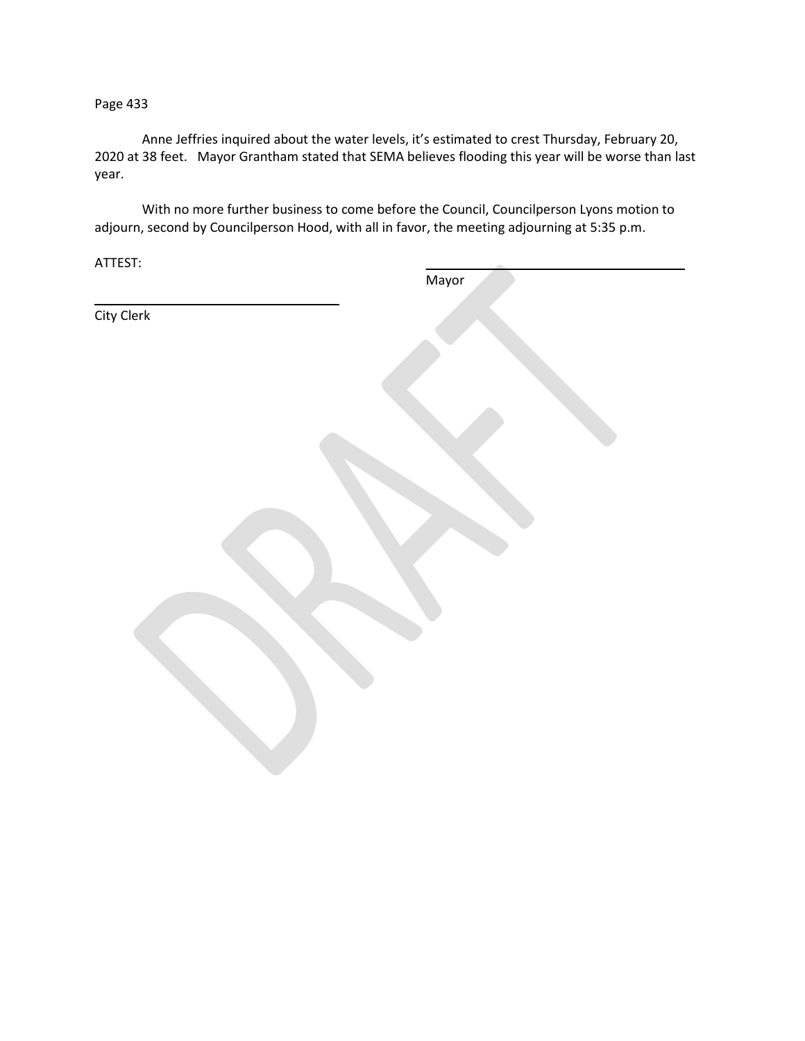Anne Jeffries inquired about the water levels, it's estimated to crest Thursday, February 20, 2020 at 38 feet. Mayor Grantham stated that SEMA believes flooding this year will be worse than last year.

With no more further business to come before the Council, Councilperson Lyons motion to adjourn, second by Councilperson Hood, with all in favor, the meeting adjourning at 5:35 p.m.

ATTEST:

\_\_\_\_\_\_\_\_\_\_\_\_\_\_\_\_\_\_\_\_\_\_\_\_\_\_\_\_\_\_\_\_\_\_\_\_
Mayor

\_\_\_\_\_\_\_\_\_\_\_\_\_\_\_\_\_\_\_\_\_\_\_\_\_\_\_\_\_\_\_\_\_\_\_\_
City Clerk

DRAFT